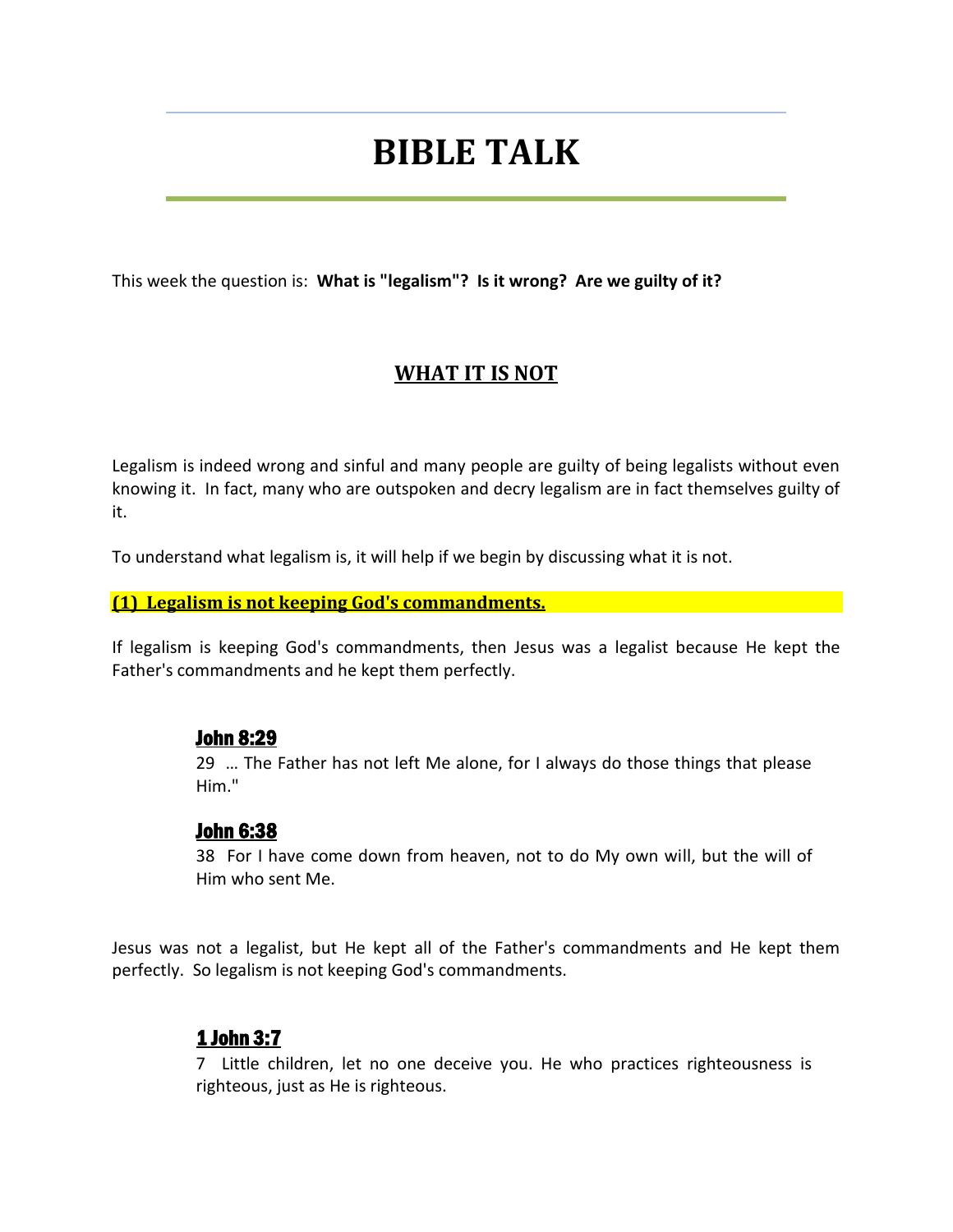# BIBLE TALK

This week the question is: **What is "legalism"? Is it wrong? Are we guilty of it?**

## WHAT IT IS NOT

Legalism is indeed wrong and sinful and many people are guilty of being legalists without even knowing it. In fact, many who are outspoken and decry legalism are in fact themselves guilty of it.

To understand what legalism is, it will help if we begin by discussing what it is not.

### (1) Legalism is not keeping God's commandments.

If legalism is keeping God's commandments, then Jesus was a legalist because He kept the Father's commandments and he kept them perfectly.

> **John 8:29**
> 29 … The Father has not left Me alone, for I always do those things that please Him."
>
> **John 6:38**
> 38 For I have come down from heaven, not to do My own will, but the will of Him who sent Me.

Jesus was not a legalist, but He kept all of the Father's commandments and He kept them perfectly. So legalism is not keeping God's commandments.

> **1 John 3:7**
> 7 Little children, let no one deceive you. He who practices righteousness is righteous, just as He is righteous.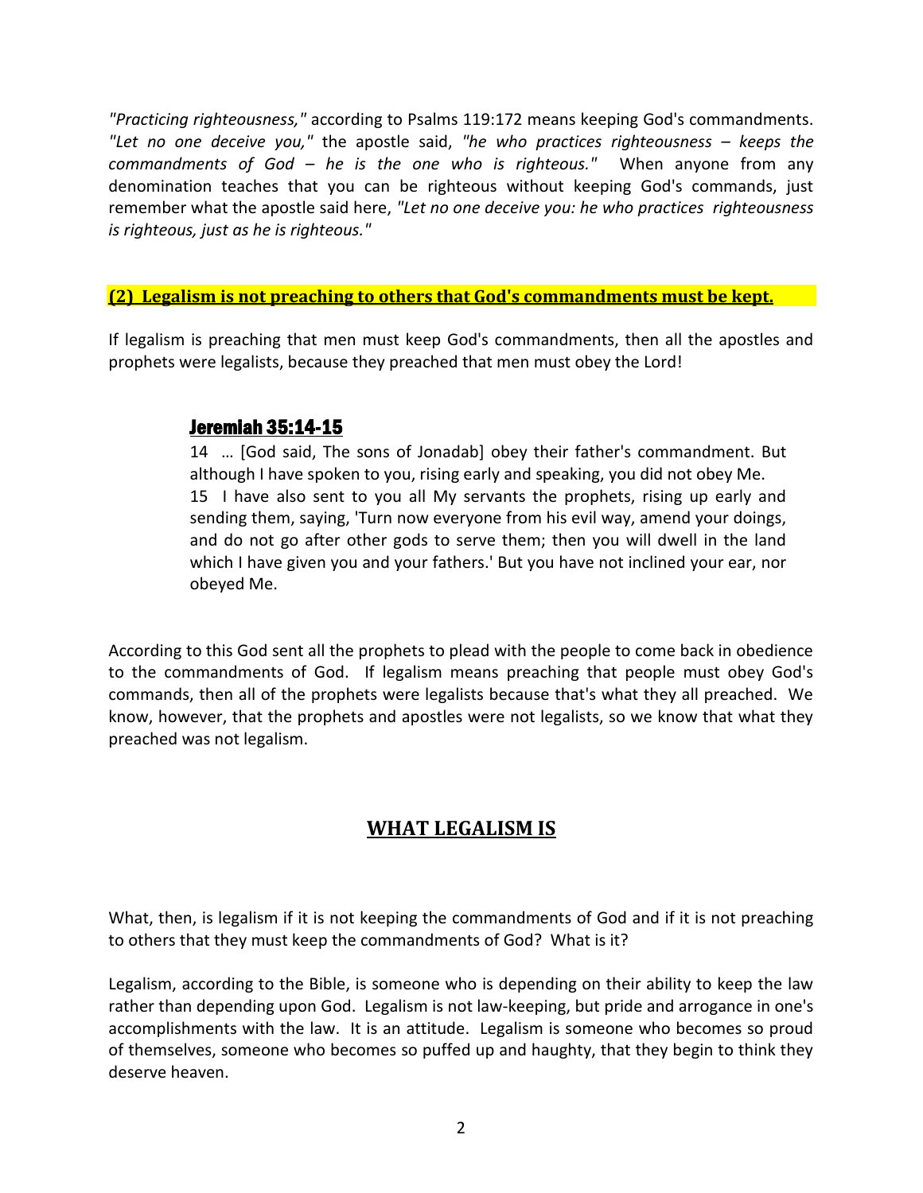*"Practicing righteousness,"* according to Psalms 119:172 means keeping God's commandments. *"Let no one deceive you,"* the apostle said, *"he who practices righteousness – keeps the commandments of God – he is the one who is righteous."* When anyone from any denomination teaches that you can be righteous without keeping God's commands, just remember what the apostle said here, *"Let no one deceive you: he who practices righteousness is righteous, just as he is righteous."*

**(2) Legalism is not preaching to others that God's commandments must be kept.**

If legalism is preaching that men must keep God's commandments, then all the apostles and prophets were legalists, because they preached that men must obey the Lord!

> **Jeremiah 35:14-15**
>
> 14 … [God said, The sons of Jonadab] obey their father's commandment. But although I have spoken to you, rising early and speaking, you did not obey Me.
> 15 I have also sent to you all My servants the prophets, rising up early and sending them, saying, 'Turn now everyone from his evil way, amend your doings, and do not go after other gods to serve them; then you will dwell in the land which I have given you and your fathers.' But you have not inclined your ear, nor obeyed Me.

According to this God sent all the prophets to plead with the people to come back in obedience to the commandments of God. If legalism means preaching that people must obey God's commands, then all of the prophets were legalists because that's what they all preached. We know, however, that the prophets and apostles were not legalists, so we know that what they preached was not legalism.

## WHAT LEGALISM IS

What, then, is legalism if it is not keeping the commandments of God and if it is not preaching to others that they must keep the commandments of God? What is it?

Legalism, according to the Bible, is someone who is depending on their ability to keep the law rather than depending upon God. Legalism is not law-keeping, but pride and arrogance in one's accomplishments with the law. It is an attitude. Legalism is someone who becomes so proud of themselves, someone who becomes so puffed up and haughty, that they begin to think they deserve heaven.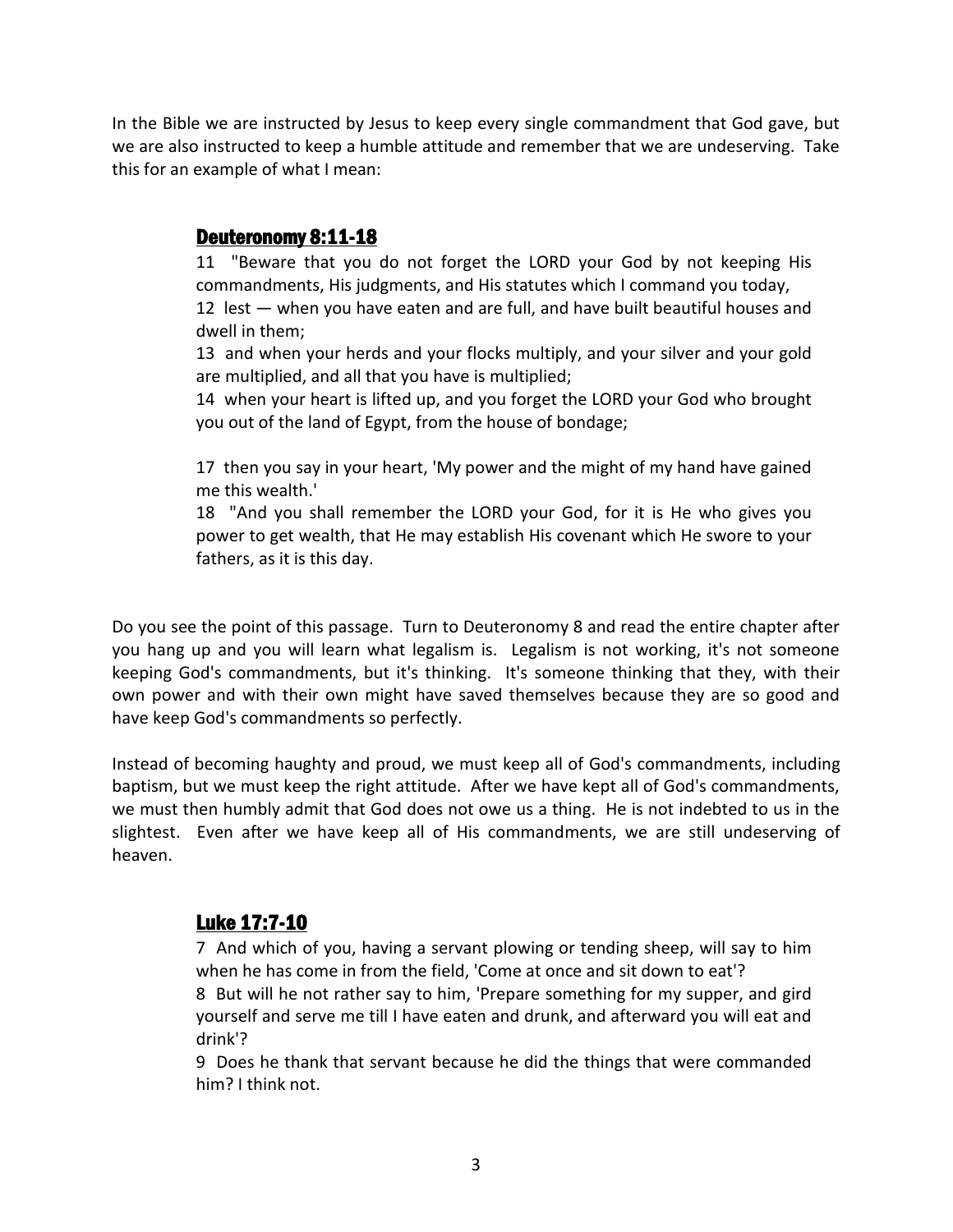In the Bible we are instructed by Jesus to keep every single commandment that God gave, but we are also instructed to keep a humble attitude and remember that we are undeserving. Take this for an example of what I mean:

## Deuteronomy 8:11-18

11 "Beware that you do not forget the LORD your God by not keeping His commandments, His judgments, and His statutes which I command you today,
12 lest — when you have eaten and are full, and have built beautiful houses and dwell in them;
13 and when your herds and your flocks multiply, and your silver and your gold are multiplied, and all that you have is multiplied;
14 when your heart is lifted up, and you forget the LORD your God who brought you out of the land of Egypt, from the house of bondage;

17 then you say in your heart, 'My power and the might of my hand have gained me this wealth.'
18 "And you shall remember the LORD your God, for it is He who gives you power to get wealth, that He may establish His covenant which He swore to your fathers, as it is this day.

Do you see the point of this passage. Turn to Deuteronomy 8 and read the entire chapter after you hang up and you will learn what legalism is. Legalism is not working, it's not someone keeping God's commandments, but it's thinking. It's someone thinking that they, with their own power and with their own might have saved themselves because they are so good and have keep God's commandments so perfectly.

Instead of becoming haughty and proud, we must keep all of God's commandments, including baptism, but we must keep the right attitude. After we have kept all of God's commandments, we must then humbly admit that God does not owe us a thing. He is not indebted to us in the slightest. Even after we have keep all of His commandments, we are still undeserving of heaven.

## Luke 17:7-10

7 And which of you, having a servant plowing or tending sheep, will say to him when he has come in from the field, 'Come at once and sit down to eat'?
8 But will he not rather say to him, 'Prepare something for my supper, and gird yourself and serve me till I have eaten and drunk, and afterward you will eat and drink'?
9 Does he thank that servant because he did the things that were commanded him? I think not.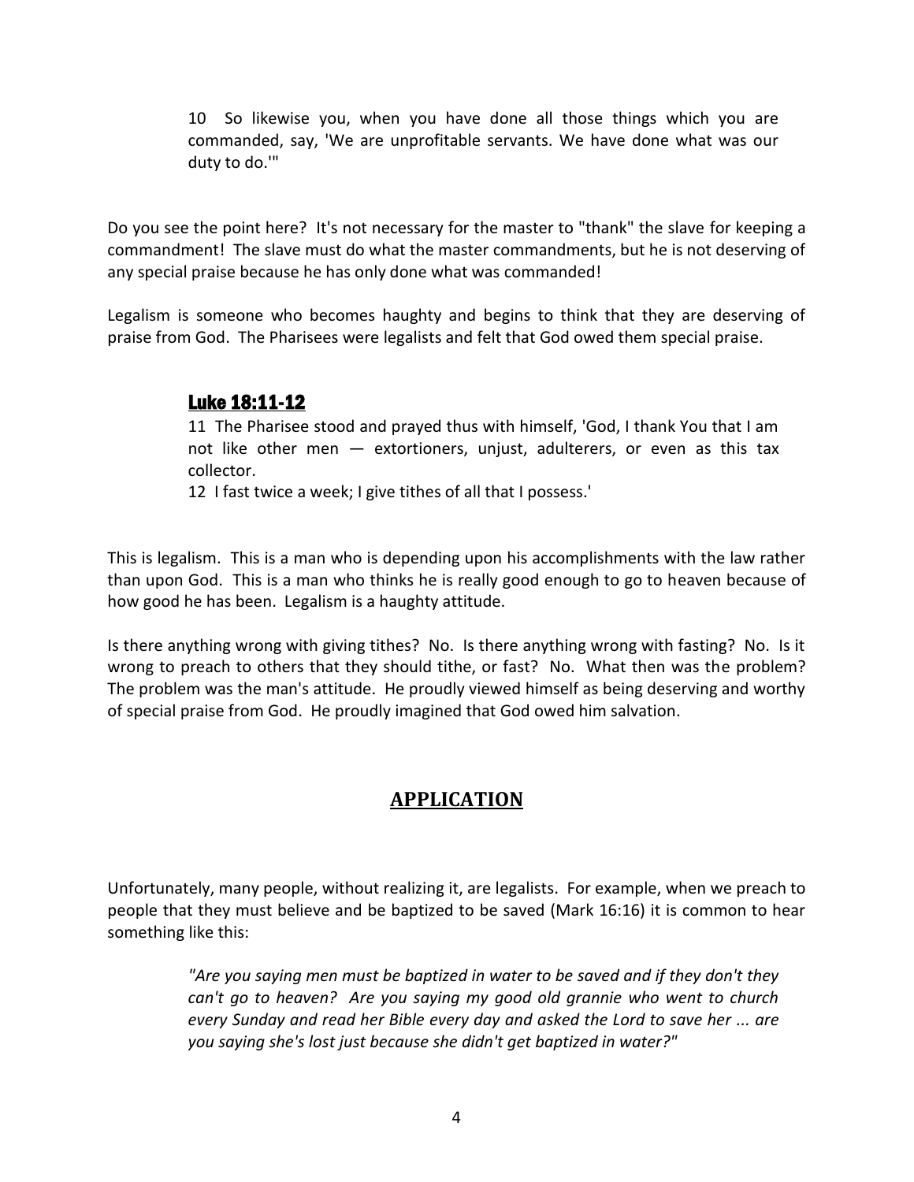10 So likewise you, when you have done all those things which you are commanded, say, 'We are unprofitable servants. We have done what was our duty to do.'"

Do you see the point here? It's not necessary for the master to "thank" the slave for keeping a commandment! The slave must do what the master commandments, but he is not deserving of any special praise because he has only done what was commanded!

Legalism is someone who becomes haughty and begins to think that they are deserving of praise from God. The Pharisees were legalists and felt that God owed them special praise.

**Luke 18:11-12**

11 The Pharisee stood and prayed thus with himself, 'God, I thank You that I am not like other men — extortioners, unjust, adulterers, or even as this tax collector.

12 I fast twice a week; I give tithes of all that I possess.'

This is legalism. This is a man who is depending upon his accomplishments with the law rather than upon God. This is a man who thinks he is really good enough to go to heaven because of how good he has been. Legalism is a haughty attitude.

Is there anything wrong with giving tithes? No. Is there anything wrong with fasting? No. Is it wrong to preach to others that they should tithe, or fast? No. What then was the problem? The problem was the man's attitude. He proudly viewed himself as being deserving and worthy of special praise from God. He proudly imagined that God owed him salvation.

## APPLICATION

Unfortunately, many people, without realizing it, are legalists. For example, when we preach to people that they must believe and be baptized to be saved (Mark 16:16) it is common to hear something like this:

*"Are you saying men must be baptized in water to be saved and if they don't they can't go to heaven? Are you saying my good old grannie who went to church every Sunday and read her Bible every day and asked the Lord to save her ... are you saying she's lost just because she didn't get baptized in water?"*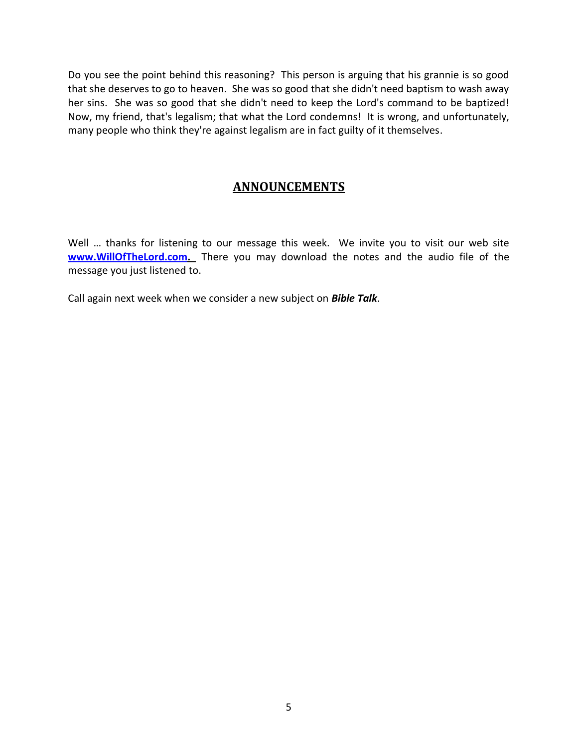Do you see the point behind this reasoning? This person is arguing that his grannie is so good that she deserves to go to heaven. She was so good that she didn't need baptism to wash away her sins. She was so good that she didn't need to keep the Lord's command to be baptized! Now, my friend, that's legalism; that what the Lord condemns! It is wrong, and unfortunately, many people who think they're against legalism are in fact guilty of it themselves.

## ANNOUNCEMENTS

Well … thanks for listening to our message this week. We invite you to visit our web site **www.WillOfTheLord.com.** There you may download the notes and the audio file of the message you just listened to.

Call again next week when we consider a new subject on ***Bible Talk***.